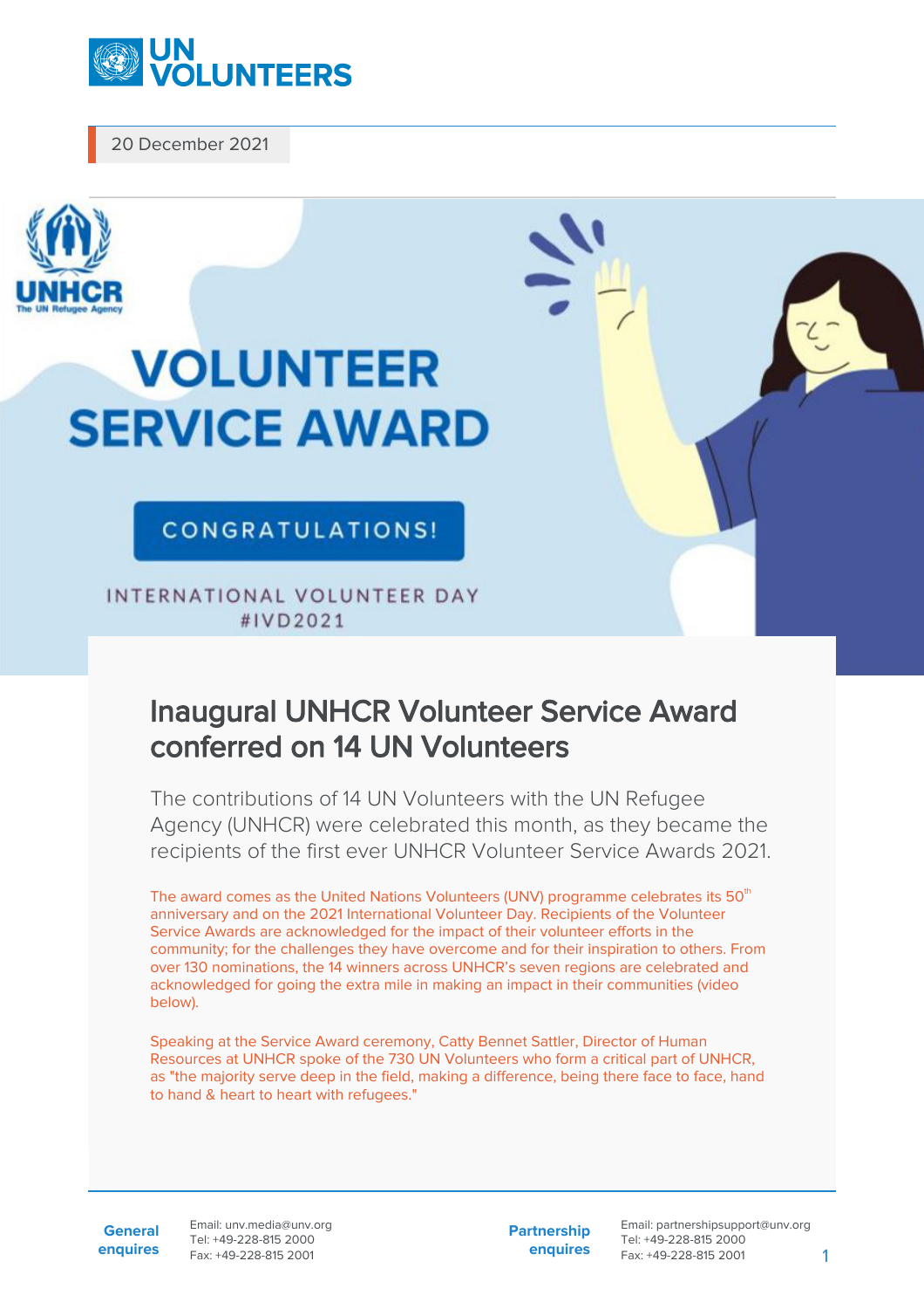20 December 2021

VOLUNTEER SERVICE AWARD

CONGRATULATIONS!

INTERNATIONAL VOLUNTEER DAY #IVD2021

# Inaugural UNHCR Volunteer Service Award conferred on 14 UN Volunteers

The contributions of 14 UN Volunteers with the UN Refugee Agency (UNHCR) were celebrated this month, as they became the recipients of the first ever UNHCR Volunteer Service Awards 2021.

The award comes as the United Nations Volunteers (UNV) programme celebrates its 50th anniversary and on the 2021 International Volunteer Day. Recipients of the Volunteer Service Awards are acknowledged for the impact of their volunteer efforts in the community; for the challenges they have overcome and for their inspiration to others. From over 130 nominations, the 14 winners across UNHCR's seven regions are celebrated and acknowledged for going the extra mile in making an impact in their communities (video below).

Speaking at the Service Award ceremony, Catty Bennet Sattler, Director of Human Resources at UNHCR spoke of the 730 UN Volunteers who form a critical part of UNHCR, as "the majority serve deep in the field, making a difference, being there face to face, hand to hand & heart to heart with refugees."

**General enquires**
Email: unv.media@unv.org
Tel: +49-228-815 2000
Fax: +49-228-815 2001

**Partnership enquires**
Email: partnershipsupport@unv.org
Tel: +49-228-815 2000
Fax: +49-228-815 2001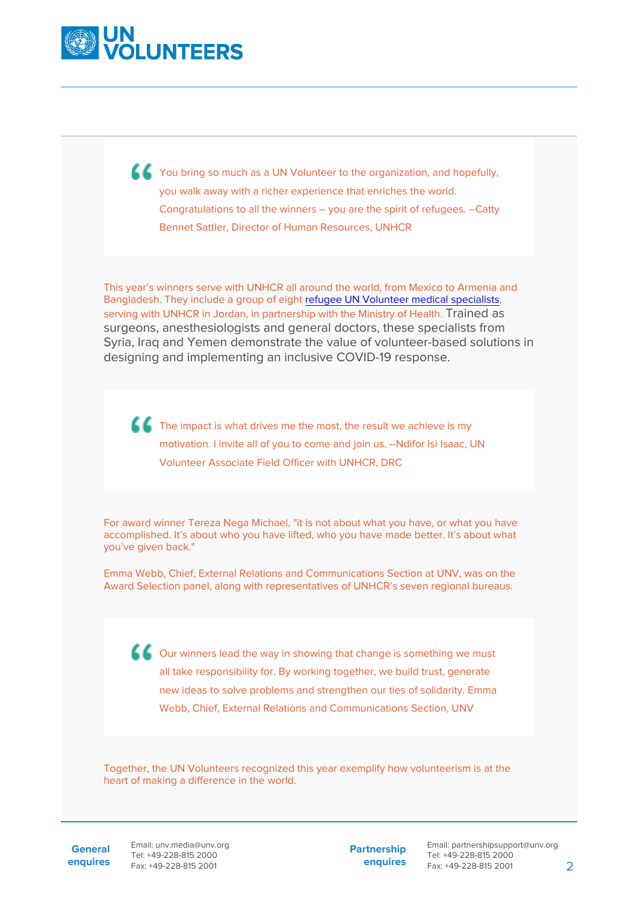> You bring so much as a UN Volunteer to the organization, and hopefully, you walk away with a richer experience that enriches the world. Congratulations to all the winners – you are the spirit of refugees. --Catty Bennet Sattler, Director of Human Resources, UNHCR

This year's winners serve with UNHCR all around the world, from Mexico to Armenia and Bangladesh. They include a group of eight refugee UN Volunteer medical specialists, serving with UNHCR in Jordan, in partnership with the Ministry of Health. Trained as surgeons, anesthesiologists and general doctors, these specialists from Syria, Iraq and Yemen demonstrate the value of volunteer-based solutions in designing and implementing an inclusive COVID-19 response.

> The impact is what drives me the most, the result we achieve is my motivation. I invite all of you to come and join us. --Ndifor Isi Isaac, UN Volunteer Associate Field Officer with UNHCR, DRC

For award winner Tereza Nega Michael, "it is not about what you have, or what you have accomplished. It's about who you have lifted, who you have made better. It's about what you've given back."

Emma Webb, Chief, External Relations and Communications Section at UNV, was on the Award Selection panel, along with representatives of UNHCR's seven regional bureaus.

> Our winners lead the way in showing that change is something we must all take responsibility for. By working together, we build trust, generate new ideas to solve problems and strengthen our ties of solidarity. Emma Webb, Chief, External Relations and Communications Section, UNV

Together, the UN Volunteers recognized this year exemplify how volunteerism is at the heart of making a difference in the world.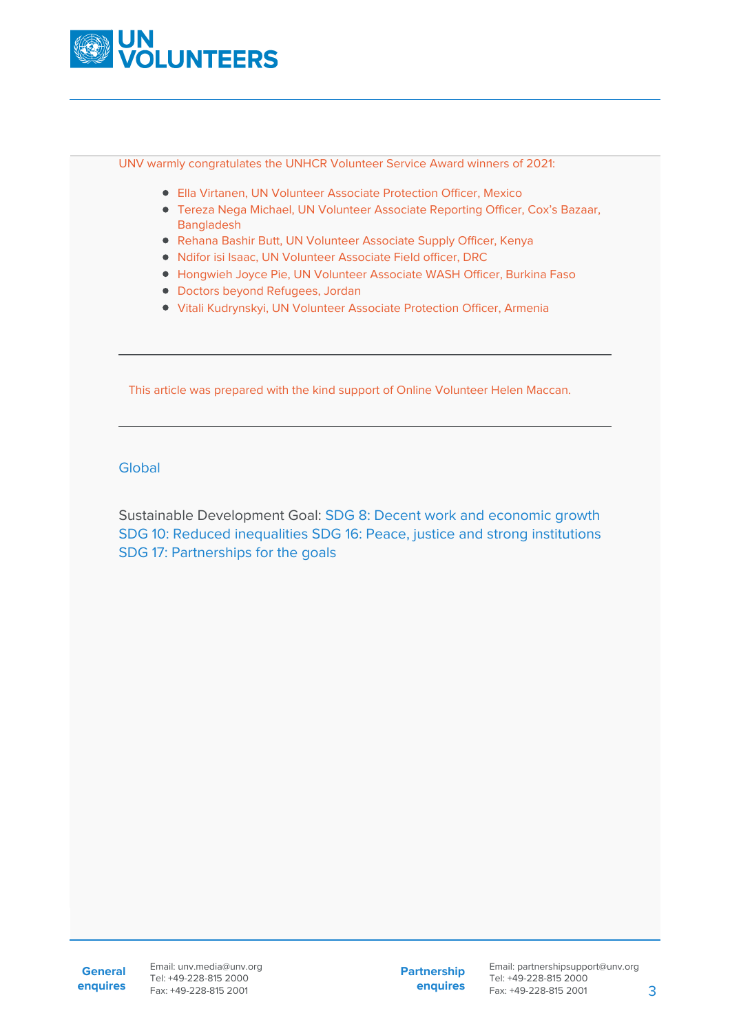UNV warmly congratulates the UNHCR Volunteer Service Award winners of 2021:

- Ella Virtanen, UN Volunteer Associate Protection Officer, Mexico
- Tereza Nega Michael, UN Volunteer Associate Reporting Officer, Cox's Bazaar, Bangladesh
- Rehana Bashir Butt, UN Volunteer Associate Supply Officer, Kenya
- Ndifor isi Isaac, UN Volunteer Associate Field officer, DRC
- Hongwieh Joyce Pie, UN Volunteer Associate WASH Officer, Burkina Faso
- Doctors beyond Refugees, Jordan
- Vitali Kudrynskyi, UN Volunteer Associate Protection Officer, Armenia

---

This article was prepared with the kind support of Online Volunteer Helen Maccan.

---

Global

Sustainable Development Goal: SDG 8: Decent work and economic growth SDG 10: Reduced inequalities SDG 16: Peace, justice and strong institutions SDG 17: Partnerships for the goals

**General enquires** Email: unv.media@unv.org Tel: +49-228-815 2000 Fax: +49-228-815 2001

**Partnership enquires** Email: partnershipsupport@unv.org Tel: +49-228-815 2000 Fax: +49-228-815 2001